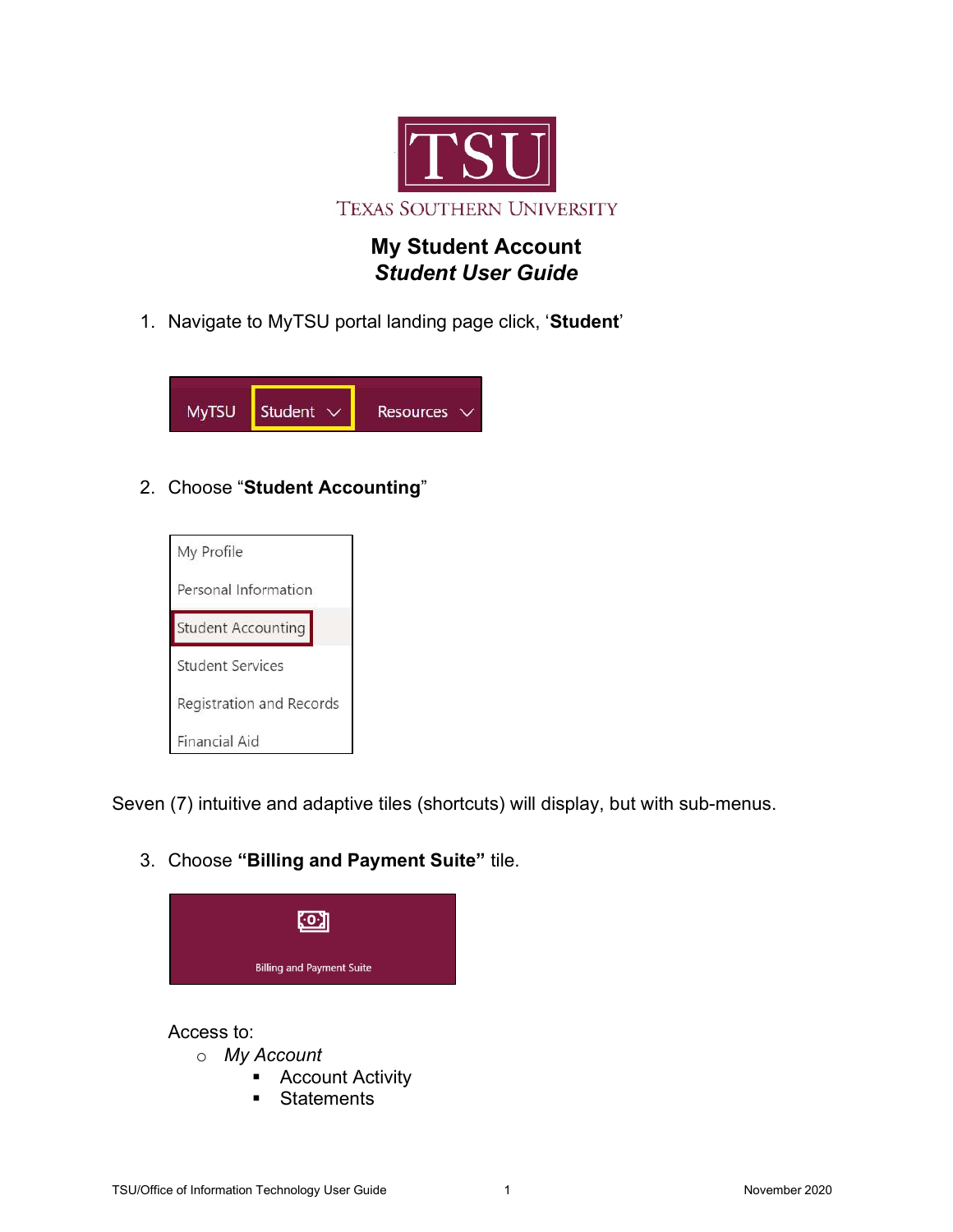# My Student Account
## *Student User Guide*

1. Navigate to MyTSU portal landing page click, '**Student**'

2. Choose "**Student Accounting**"

Seven (7) intuitive and adaptive tiles (shortcuts) will display, but with sub-menus.

3. Choose **"Billing and Payment Suite"** tile.

Access to:

- *My Account*
  - Account Activity
  - Statements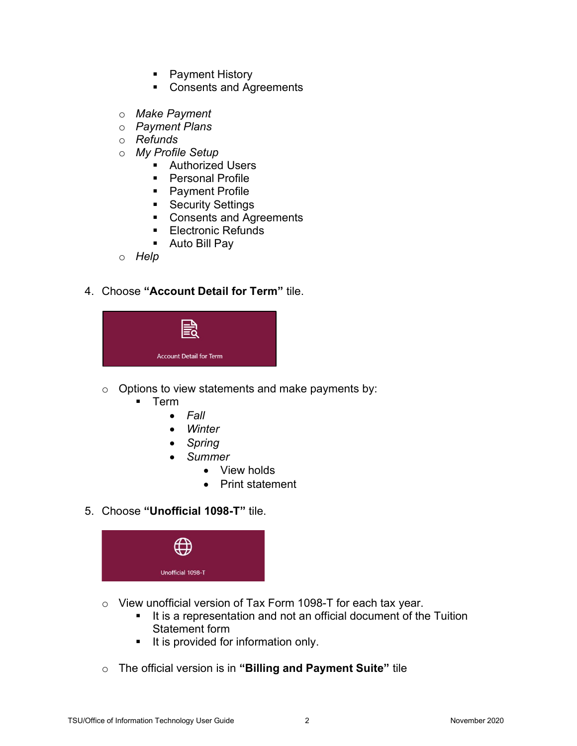- Payment History
        - Consents and Agreements

    - *Make Payment*
    - *Payment Plans*
    - *Refunds*
    - *My Profile Setup*
        - Authorized Users
        - Personal Profile
        - Payment Profile
        - Security Settings
        - Consents and Agreements
        - Electronic Refunds
        - Auto Bill Pay
    - *Help*

4. Choose **"Account Detail for Term"** tile.

    Account Detail for Term

    - Options to view statements and make payments by:
        - Term
            - *Fall*
            - *Winter*
            - *Spring*
            - *Summer*
                - View holds
                - Print statement

5. Choose **"Unofficial 1098-T"** tile.

    Unofficial 1098-T

    - View unofficial version of Tax Form 1098-T for each tax year.
        - It is a representation and not an official document of the Tuition Statement form
        - It is provided for information only.

    - The official version is in **"Billing and Payment Suite"** tile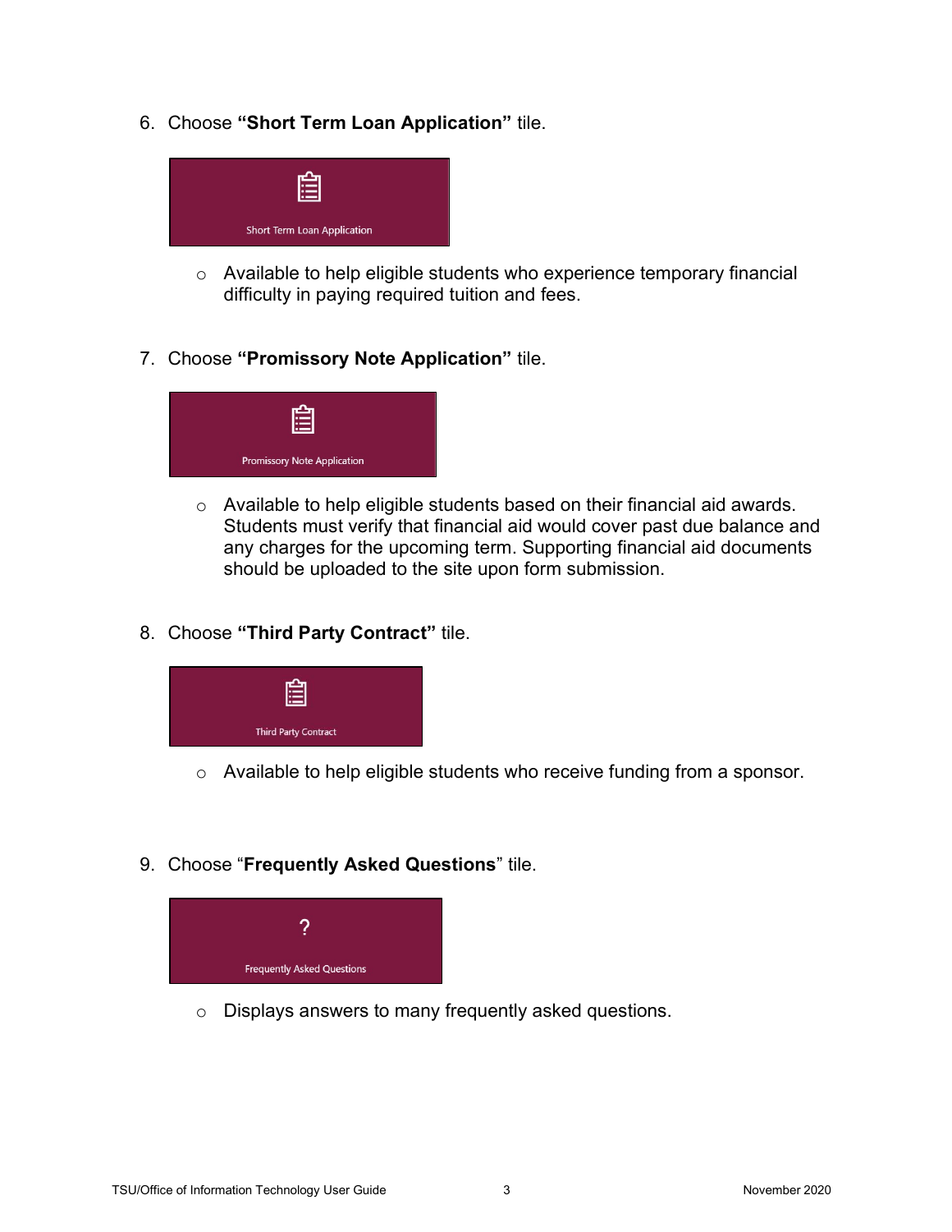6. Choose **"Short Term Loan Application"** tile.

   Short Term Loan Application

   - Available to help eligible students who experience temporary financial difficulty in paying required tuition and fees.

7. Choose **"Promissory Note Application"** tile.

   Promissory Note Application

   - Available to help eligible students based on their financial aid awards. Students must verify that financial aid would cover past due balance and any charges for the upcoming term. Supporting financial aid documents should be uploaded to the site upon form submission.

8. Choose **"Third Party Contract"** tile.

   Third Party Contract

   - Available to help eligible students who receive funding from a sponsor.

9. Choose "**Frequently Asked Questions**" tile.

   ?

   Frequently Asked Questions

   - Displays answers to many frequently asked questions.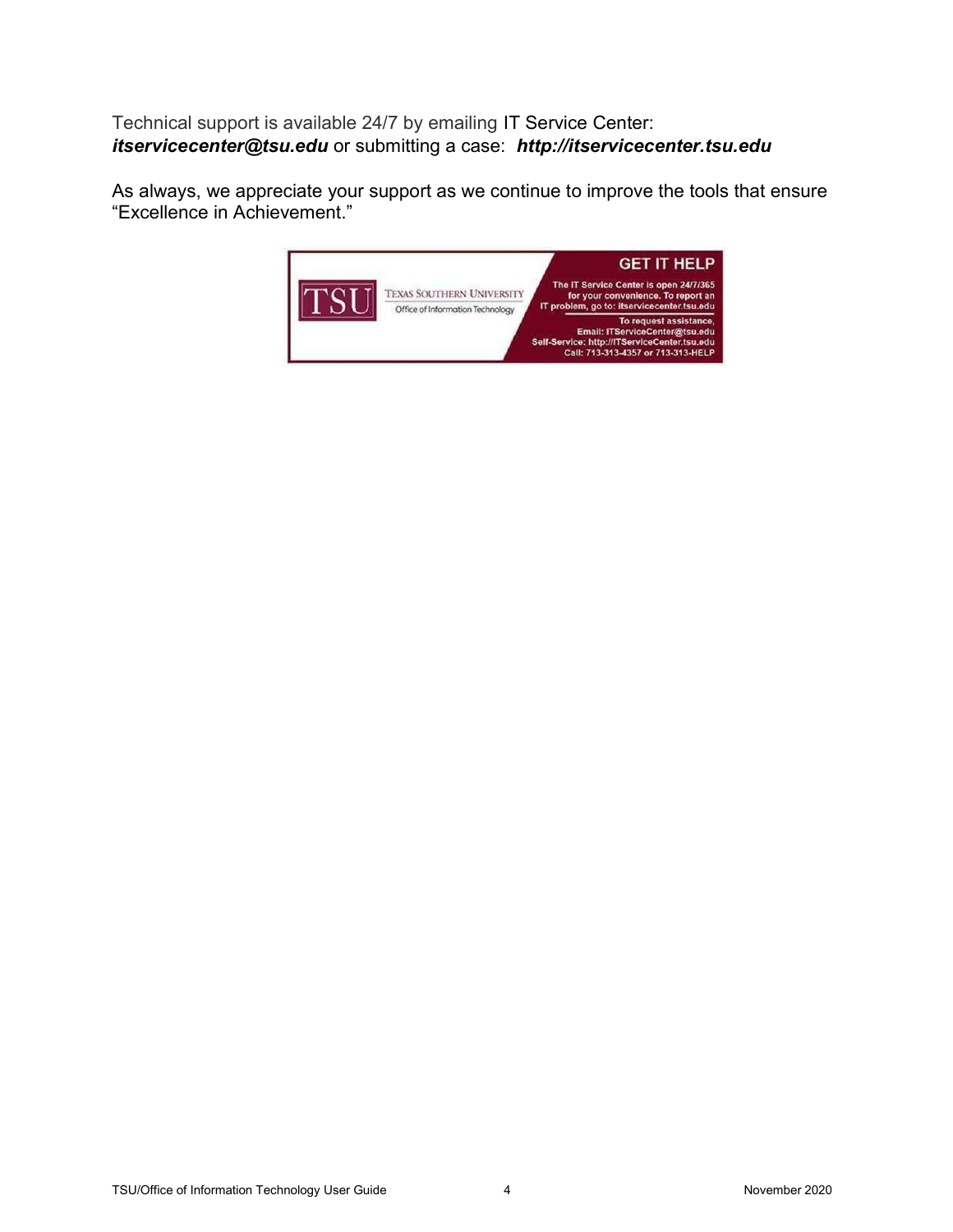Technical support is available 24/7 by emailing IT Service Center: ***itservicecenter@tsu.edu*** or submitting a case: ***http://itservicecenter.tsu.edu***

As always, we appreciate your support as we continue to improve the tools that ensure "Excellence in Achievement."

TSU

TEXAS SOUTHERN UNIVERSITY

Office of Information Technology

**GET IT HELP**

The IT Service Center is open 24/7/365 for your convenience. To report an IT problem, go to: itservicecenter.tsu.edu

To request assistance,
Email: ITServiceCenter@tsu.edu
Self-Service: http://ITServiceCenter.tsu.edu
Call: 713-313-4357 or 713-313-HELP